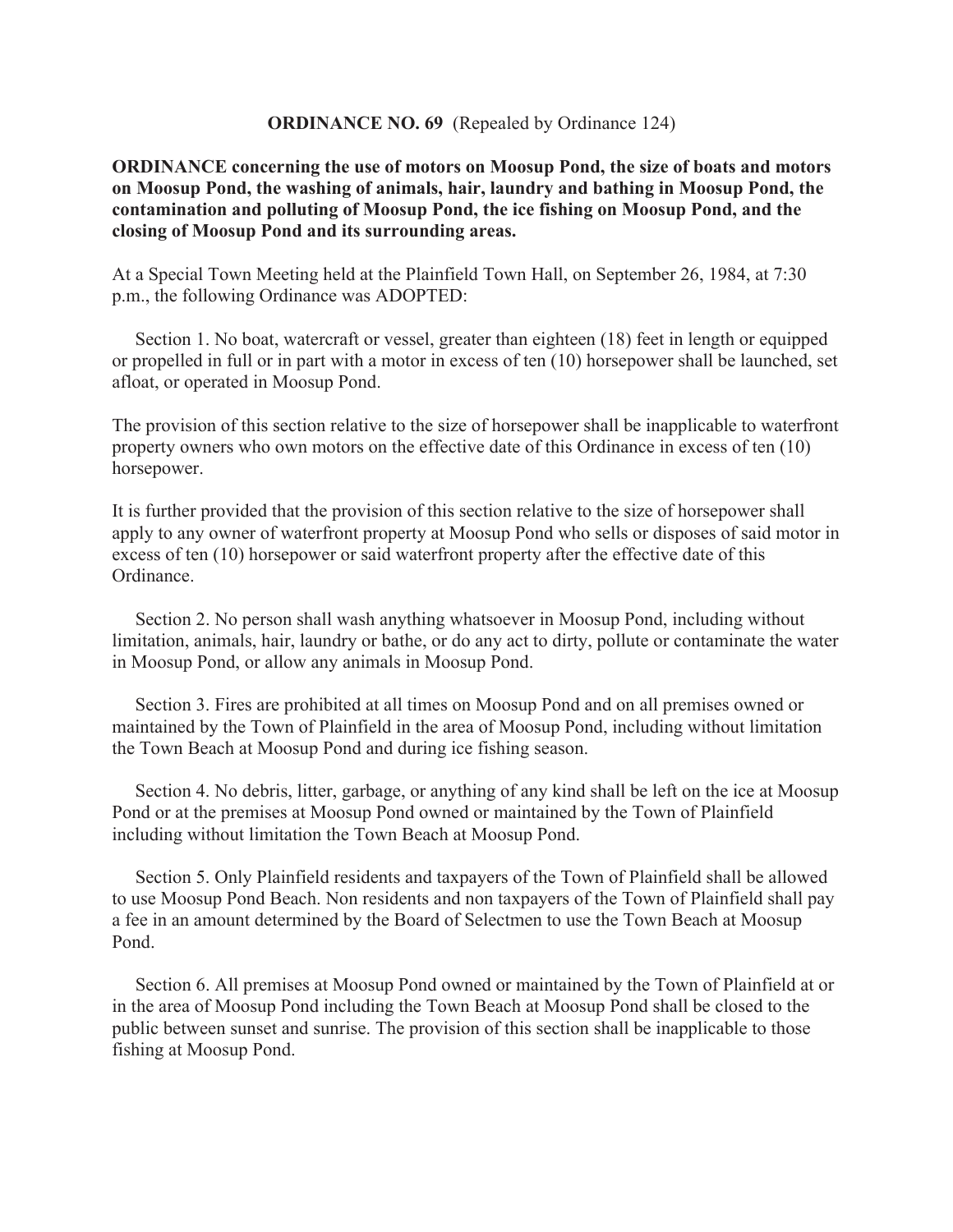**ORDINANCE NO. 69** (Repealed by Ordinance 124)

**ORDINANCE concerning the use of motors on Moosup Pond, the size of boats and motors on Moosup Pond, the washing of animals, hair, laundry and bathing in Moosup Pond, the contamination and polluting of Moosup Pond, the ice fishing on Moosup Pond, and the closing of Moosup Pond and its surrounding areas.**

At a Special Town Meeting held at the Plainfield Town Hall, on September 26, 1984, at 7:30 p.m., the following Ordinance was ADOPTED:

Section 1. No boat, watercraft or vessel, greater than eighteen (18) feet in length or equipped or propelled in full or in part with a motor in excess of ten (10) horsepower shall be launched, set afloat, or operated in Moosup Pond.

The provision of this section relative to the size of horsepower shall be inapplicable to waterfront property owners who own motors on the effective date of this Ordinance in excess of ten (10) horsepower.

It is further provided that the provision of this section relative to the size of horsepower shall apply to any owner of waterfront property at Moosup Pond who sells or disposes of said motor in excess of ten (10) horsepower or said waterfront property after the effective date of this Ordinance.

Section 2. No person shall wash anything whatsoever in Moosup Pond, including without limitation, animals, hair, laundry or bathe, or do any act to dirty, pollute or contaminate the water in Moosup Pond, or allow any animals in Moosup Pond.

Section 3. Fires are prohibited at all times on Moosup Pond and on all premises owned or maintained by the Town of Plainfield in the area of Moosup Pond, including without limitation the Town Beach at Moosup Pond and during ice fishing season.

Section 4. No debris, litter, garbage, or anything of any kind shall be left on the ice at Moosup Pond or at the premises at Moosup Pond owned or maintained by the Town of Plainfield including without limitation the Town Beach at Moosup Pond.

Section 5. Only Plainfield residents and taxpayers of the Town of Plainfield shall be allowed to use Moosup Pond Beach. Non residents and non taxpayers of the Town of Plainfield shall pay a fee in an amount determined by the Board of Selectmen to use the Town Beach at Moosup Pond.

Section 6. All premises at Moosup Pond owned or maintained by the Town of Plainfield at or in the area of Moosup Pond including the Town Beach at Moosup Pond shall be closed to the public between sunset and sunrise. The provision of this section shall be inapplicable to those fishing at Moosup Pond.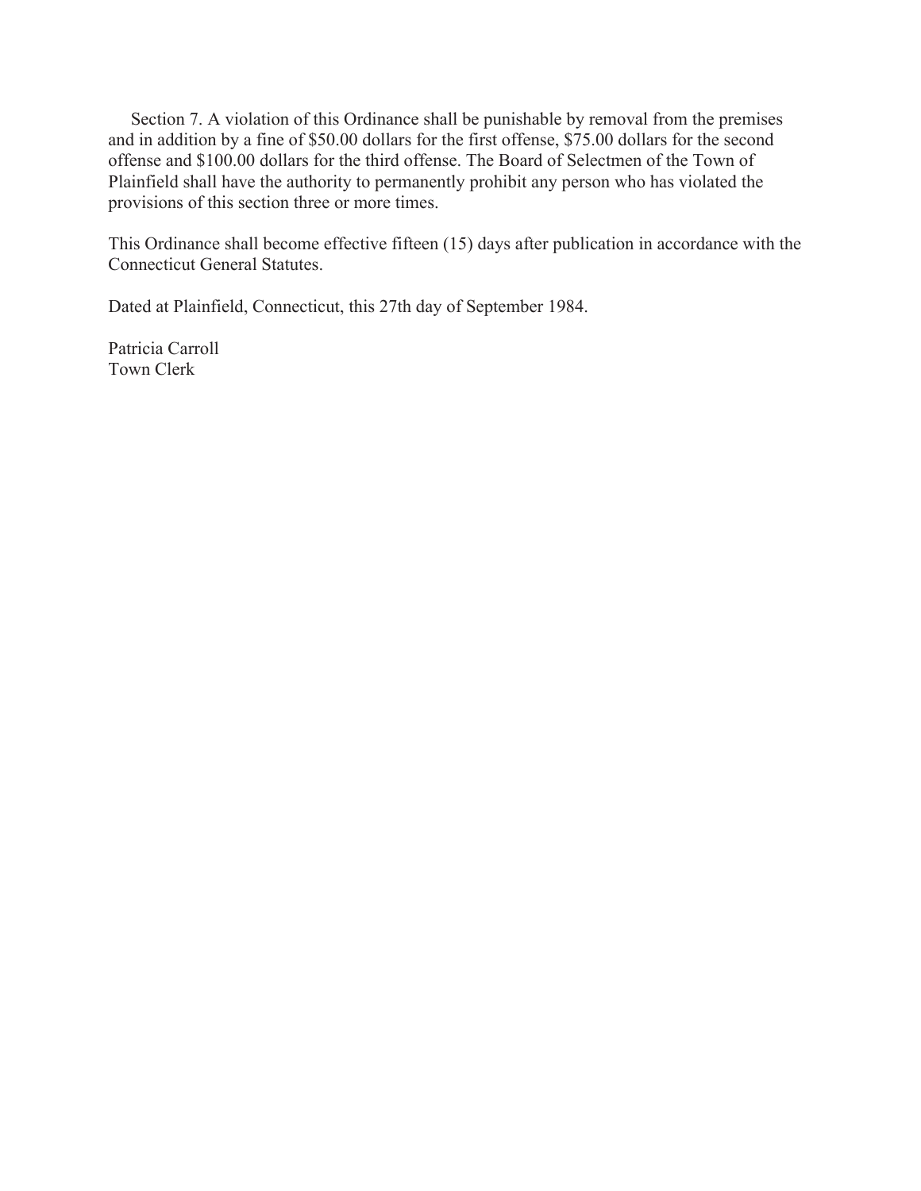Section 7. A violation of this Ordinance shall be punishable by removal from the premises and in addition by a fine of $50.00 dollars for the first offense, $75.00 dollars for the second offense and $100.00 dollars for the third offense. The Board of Selectmen of the Town of Plainfield shall have the authority to permanently prohibit any person who has violated the provisions of this section three or more times.

This Ordinance shall become effective fifteen (15) days after publication in accordance with the Connecticut General Statutes.

Dated at Plainfield, Connecticut, this 27th day of September 1984.

Patricia Carroll
Town Clerk